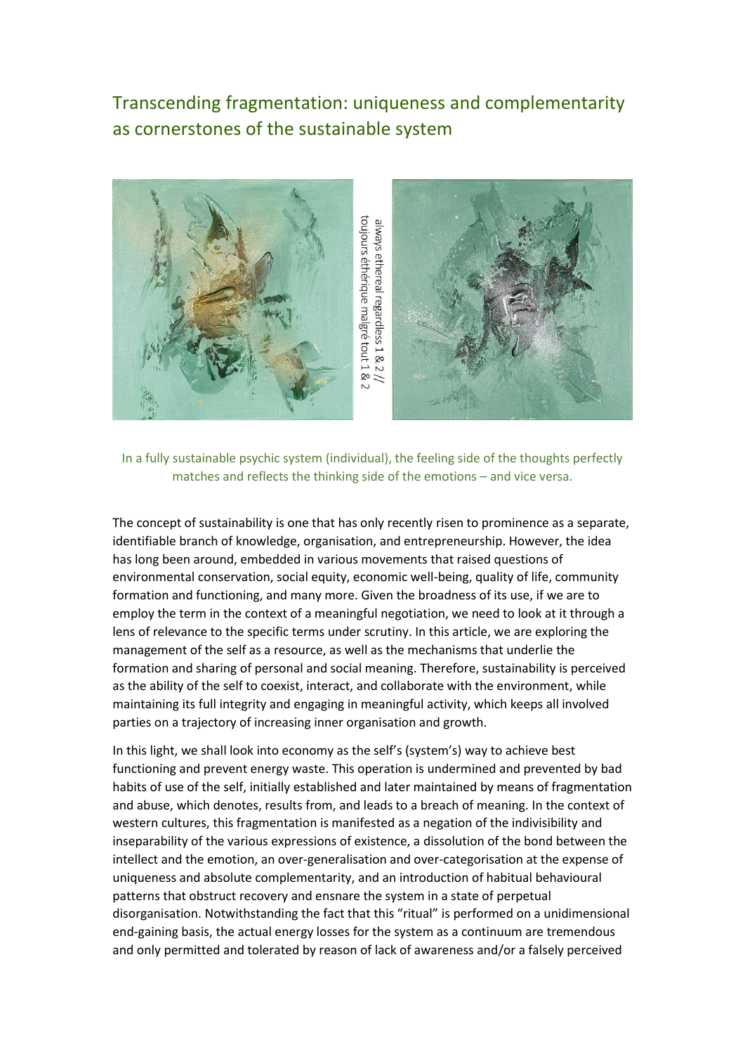# Transcending fragmentation: uniqueness and complementarity as cornerstones of the sustainable system

always ethereal regardless 1 & 2 // toujours éthérique malgré tout 1 & 2

In a fully sustainable psychic system (individual), the feeling side of the thoughts perfectly matches and reflects the thinking side of the emotions – and vice versa.

The concept of sustainability is one that has only recently risen to prominence as a separate, identifiable branch of knowledge, organisation, and entrepreneurship. However, the idea has long been around, embedded in various movements that raised questions of environmental conservation, social equity, economic well-being, quality of life, community formation and functioning, and many more. Given the broadness of its use, if we are to employ the term in the context of a meaningful negotiation, we need to look at it through a lens of relevance to the specific terms under scrutiny. In this article, we are exploring the management of the self as a resource, as well as the mechanisms that underlie the formation and sharing of personal and social meaning. Therefore, sustainability is perceived as the ability of the self to coexist, interact, and collaborate with the environment, while maintaining its full integrity and engaging in meaningful activity, which keeps all involved parties on a trajectory of increasing inner organisation and growth.

In this light, we shall look into economy as the self's (system's) way to achieve best functioning and prevent energy waste. This operation is undermined and prevented by bad habits of use of the self, initially established and later maintained by means of fragmentation and abuse, which denotes, results from, and leads to a breach of meaning. In the context of western cultures, this fragmentation is manifested as a negation of the indivisibility and inseparability of the various expressions of existence, a dissolution of the bond between the intellect and the emotion, an over-generalisation and over-categorisation at the expense of uniqueness and absolute complementarity, and an introduction of habitual behavioural patterns that obstruct recovery and ensnare the system in a state of perpetual disorganisation. Notwithstanding the fact that this "ritual" is performed on a unidimensional end-gaining basis, the actual energy losses for the system as a continuum are tremendous and only permitted and tolerated by reason of lack of awareness and/or a falsely perceived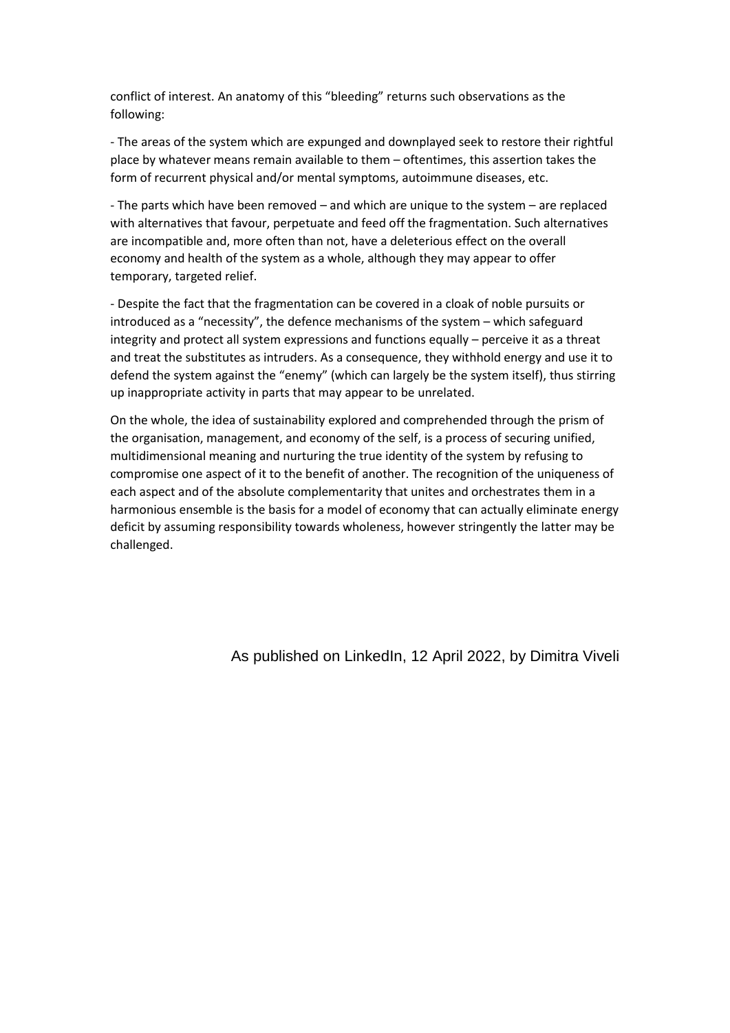conflict of interest. An anatomy of this "bleeding" returns such observations as the following:

- The areas of the system which are expunged and downplayed seek to restore their rightful place by whatever means remain available to them – oftentimes, this assertion takes the form of recurrent physical and/or mental symptoms, autoimmune diseases, etc.

- The parts which have been removed – and which are unique to the system – are replaced with alternatives that favour, perpetuate and feed off the fragmentation. Such alternatives are incompatible and, more often than not, have a deleterious effect on the overall economy and health of the system as a whole, although they may appear to offer temporary, targeted relief.

- Despite the fact that the fragmentation can be covered in a cloak of noble pursuits or introduced as a "necessity", the defence mechanisms of the system – which safeguard integrity and protect all system expressions and functions equally – perceive it as a threat and treat the substitutes as intruders. As a consequence, they withhold energy and use it to defend the system against the "enemy" (which can largely be the system itself), thus stirring up inappropriate activity in parts that may appear to be unrelated.

On the whole, the idea of sustainability explored and comprehended through the prism of the organisation, management, and economy of the self, is a process of securing unified, multidimensional meaning and nurturing the true identity of the system by refusing to compromise one aspect of it to the benefit of another. The recognition of the uniqueness of each aspect and of the absolute complementarity that unites and orchestrates them in a harmonious ensemble is the basis for a model of economy that can actually eliminate energy deficit by assuming responsibility towards wholeness, however stringently the latter may be challenged.

As published on LinkedIn, 12 April 2022, by Dimitra Viveli